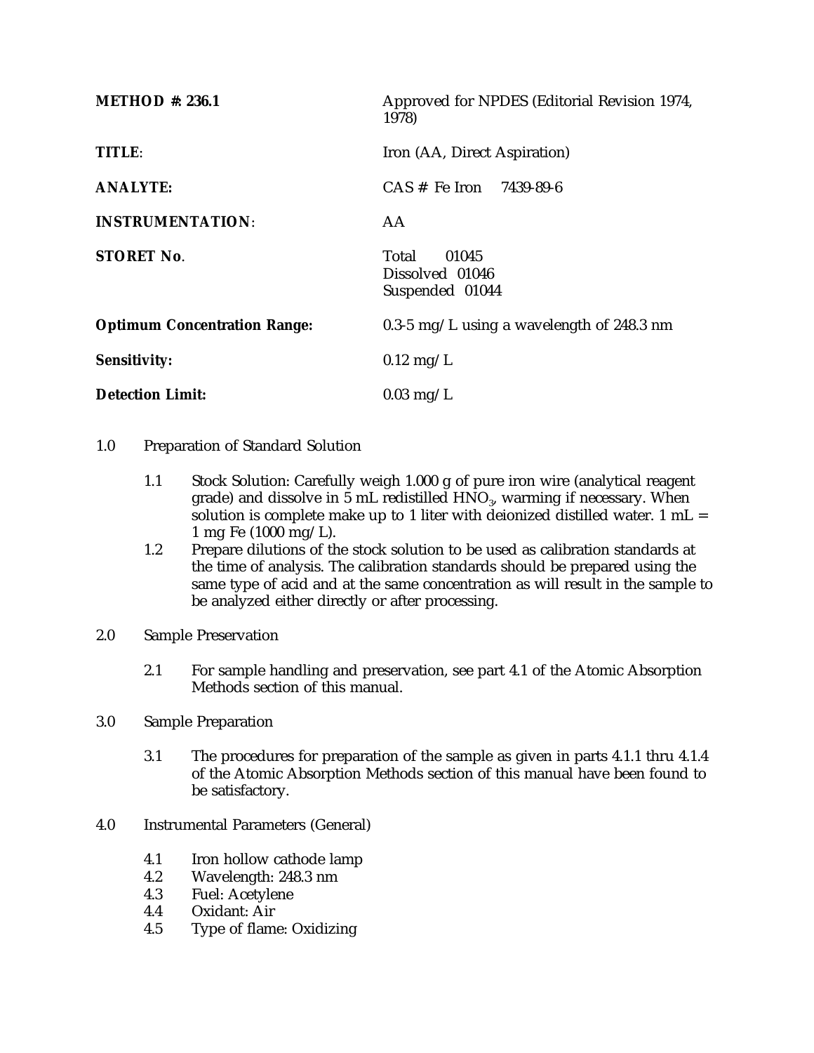**METHOD #: 236.1** Approved for NPDES (Editorial Revision 1974, 1978)

**TITLE**: Iron (AA, Direct Aspiration)

**ANALYTE:** CAS # Fe Iron 7439-89-6

**INSTRUMENTATION**: AA

**STORET No**. Total 01045
Dissolved 01046
Suspended 01044

**Optimum Concentration Range:** 0.3-5 mg/L using a wavelength of 248.3 nm

**Sensitivity:** 0.12 mg/L

**Detection Limit:** 0.03 mg/L

1.0 Preparation of Standard Solution

- 1.1 Stock Solution: Carefully weigh 1.000 g of pure iron wire (analytical reagent grade) and dissolve in 5 mL redistilled $HNO_3$, warming if necessary. When solution is complete make up to 1 liter with deionized distilled water. 1 mL = 1 mg Fe (1000 mg/L).
- 1.2 Prepare dilutions of the stock solution to be used as calibration standards at the time of analysis. The calibration standards should be prepared using the same type of acid and at the same concentration as will result in the sample to be analyzed either directly or after processing.

2.0 Sample Preservation

- 2.1 For sample handling and preservation, see part 4.1 of the Atomic Absorption Methods section of this manual.

3.0 Sample Preparation

- 3.1 The procedures for preparation of the sample as given in parts 4.1.1 thru 4.1.4 of the Atomic Absorption Methods section of this manual have been found to be satisfactory.

4.0 Instrumental Parameters (General)

- 4.1 Iron hollow cathode lamp
- 4.2 Wavelength: 248.3 nm
- 4.3 Fuel: Acetylene
- 4.4 Oxidant: Air
- 4.5 Type of flame: Oxidizing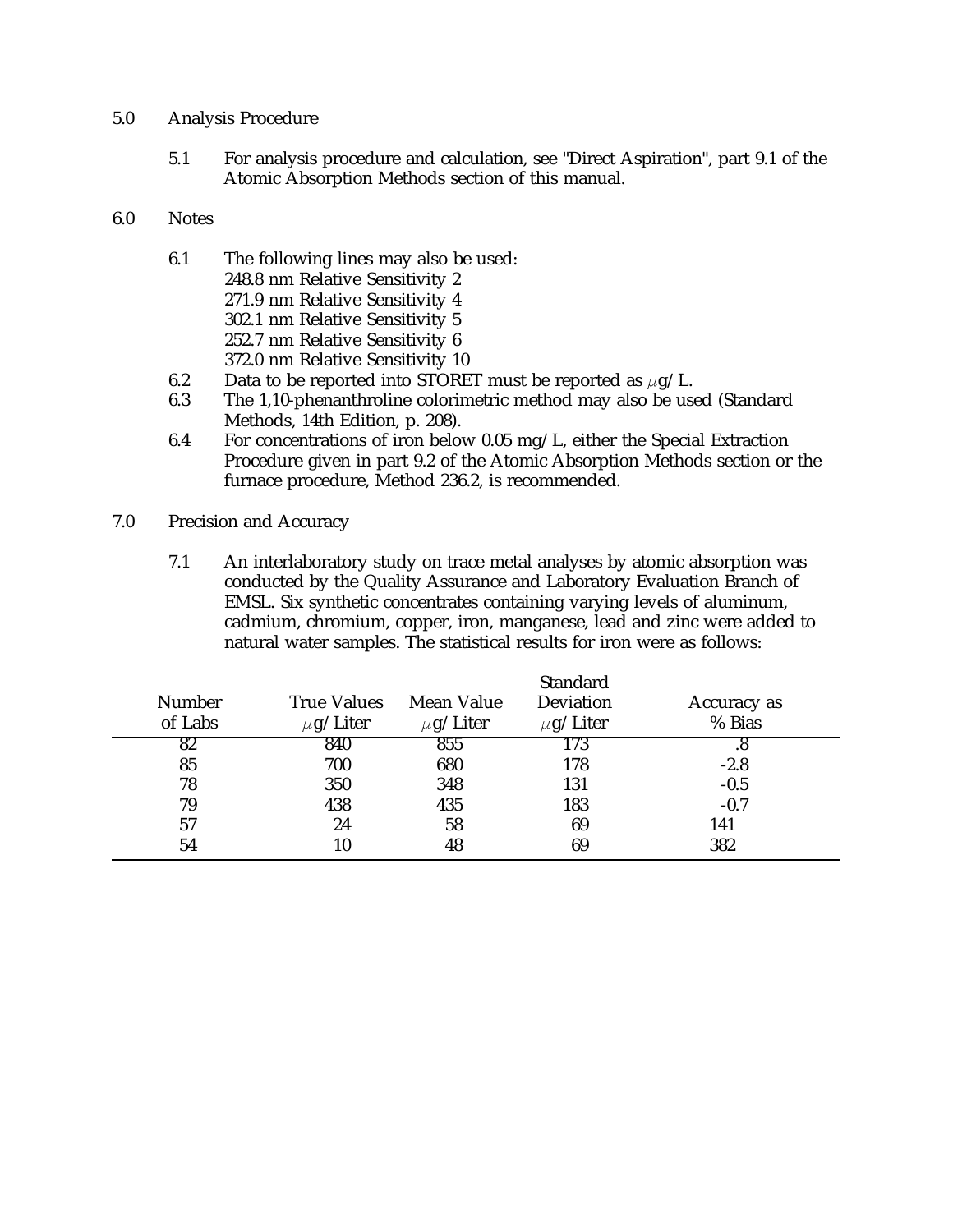5.0 Analysis Procedure

5.1 For analysis procedure and calculation, see "Direct Aspiration", part 9.1 of the Atomic Absorption Methods section of this manual.

6.0 Notes

6.1 The following lines may also be used:
248.8 nm Relative Sensitivity 2
271.9 nm Relative Sensitivity 4
302.1 nm Relative Sensitivity 5
252.7 nm Relative Sensitivity 6
372.0 nm Relative Sensitivity 10

6.2 Data to be reported into STORET must be reported as $\mu$g/L.

6.3 The 1,10-phenanthroline colorimetric method may also be used (Standard Methods, 14th Edition, p. 208).

6.4 For concentrations of iron below 0.05 mg/L, either the Special Extraction Procedure given in part 9.2 of the Atomic Absorption Methods section or the furnace procedure, Method 236.2, is recommended.

7.0 Precision and Accuracy

7.1 An interlaboratory study on trace metal analyses by atomic absorption was conducted by the Quality Assurance and Laboratory Evaluation Branch of EMSL. Six synthetic concentrates containing varying levels of aluminum, cadmium, chromium, copper, iron, manganese, lead and zinc were added to natural water samples. The statistical results for iron were as follows:

| Number of Labs | True Values $\mu$g/Liter | Mean Value $\mu$g/Liter | Standard Deviation $\mu$g/Liter | Accuracy as % Bias |
|---|---|---|---|---|
| 82 | 840 | 855 | 173 | .8 |
| 85 | 700 | 680 | 178 | -2.8 |
| 78 | 350 | 348 | 131 | -0.5 |
| 79 | 438 | 435 | 183 | -0.7 |
| 57 | 24 | 58 | 69 | 141 |
| 54 | 10 | 48 | 69 | 382 |